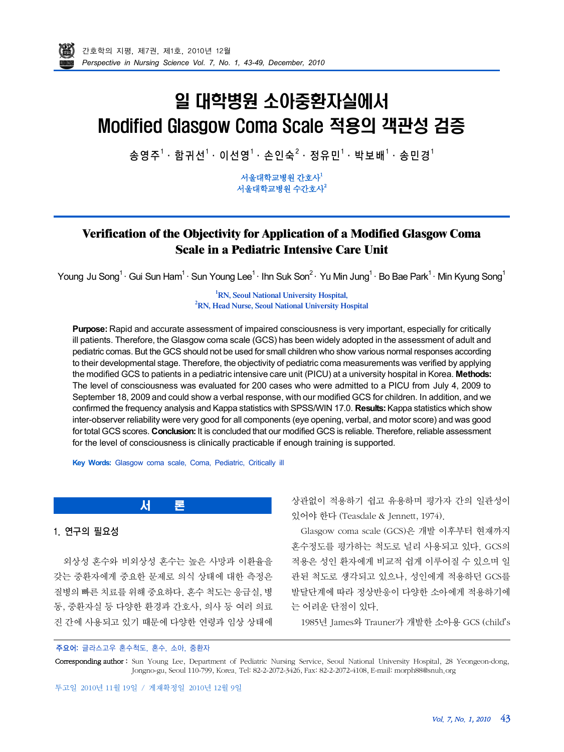# 일 대학병원 소아중환자실에서 Modified Glasgow Coma Scale 적용의 객관성 검증

송영주[1] · 함귀선[1] · 이선영[1] · 손인숙[2] · 정유민[1] · 박보배[1] · 송민경[1]

서울대학교병원 간호사[1]
서울대학교병원 수간호사[2]

## Verification of the Objectivity for Application of a Modified Glasgow Coma Scale in a Pediatric Intensive Care Unit

Young Ju Song[1] · Gui Sun Ham[1] · Sun Young Lee[1] · Ihn Suk Son[2] · Yu Min Jung[1] · Bo Bae Park[1] · Min Kyung Song[1]

[1]RN, Seoul National University Hospital,
[2]RN, Head Nurse, Seoul National University Hospital

**Purpose:** Rapid and accurate assessment of impaired consciousness is very important, especially for critically ill patients. Therefore, the Glasgow coma scale (GCS) has been widely adopted in the assessment of adult and pediatric comas. But the GCS should not be used for small children who show various normal responses according to their developmental stage. Therefore, the objectivity of pediatric coma measurements was verified by applying the modified GCS to patients in a pediatric intensive care unit (PICU) at a university hospital in Korea. **Methods:** The level of consciousness was evaluated for 200 cases who were admitted to a PICU from July 4, 2009 to September 18, 2009 and could show a verbal response, with our modified GCS for children. In addition, and we confirmed the frequency analysis and Kappa statistics with SPSS/WIN 17.0. **Results:** Kappa statistics which show inter-observer reliability were very good for all components (eye opening, verbal, and motor score) and was good for total GCS scores. **Conclusion:** It is concluded that our modified GCS is reliable. Therefore, reliable assessment for the level of consciousness is clinically practicable if enough training is supported.

**Key Words:** Glasgow coma scale, Coma, Pediatric, Critically ill

## 서 론

### 1. 연구의 필요성

외상성 혼수와 비외상성 혼수는 높은 사망과 이환율을 갖는 중환자에게 중요한 문제로 의식 상태에 대한 측정은 질병의 빠른 치료를 위해 중요하다. 혼수 척도는 응급실, 병동, 중환자실 등 다양한 환경과 간호사, 의사 등 여러 의료진 간에 사용되고 있기 때문에 다양한 연령과 임상 상태에 상관없이 적용하기 쉽고 유용하며 평가자 간의 일관성이 있어야 한다 (Teasdale & Jennett, 1974).

Glasgow coma scale (GCS)은 개발 이후부터 현재까지 혼수정도를 평가하는 척도로 널리 사용되고 있다. GCS의 적용은 성인 환자에게 비교적 쉽게 이루어질 수 있으며 일관된 척도로 생각되고 있으나, 성인에게 적용하던 GCS를 발달단계에 따라 정상반응이 다양한 소아에게 적용하기에는 어려운 단점이 있다.

1985년 James와 Trauner가 개발한 소아용 GCS (child's

주요어: 글라스고우 혼수척도, 혼수, 소아, 중환자

Corresponding author : Sun Young Lee, Department of Pediatric Nursing Service, Seoul National University Hospital, 28 Yeongeon-dong, Jongno-gu, Seoul 110-799, Korea. Tel: 82-2-2072-3426, Fax: 82-2-2072-4108, E-mail: morph88@snuh.org

투고일 2010년 11월 19일 / 게재확정일 2010년 12월 9일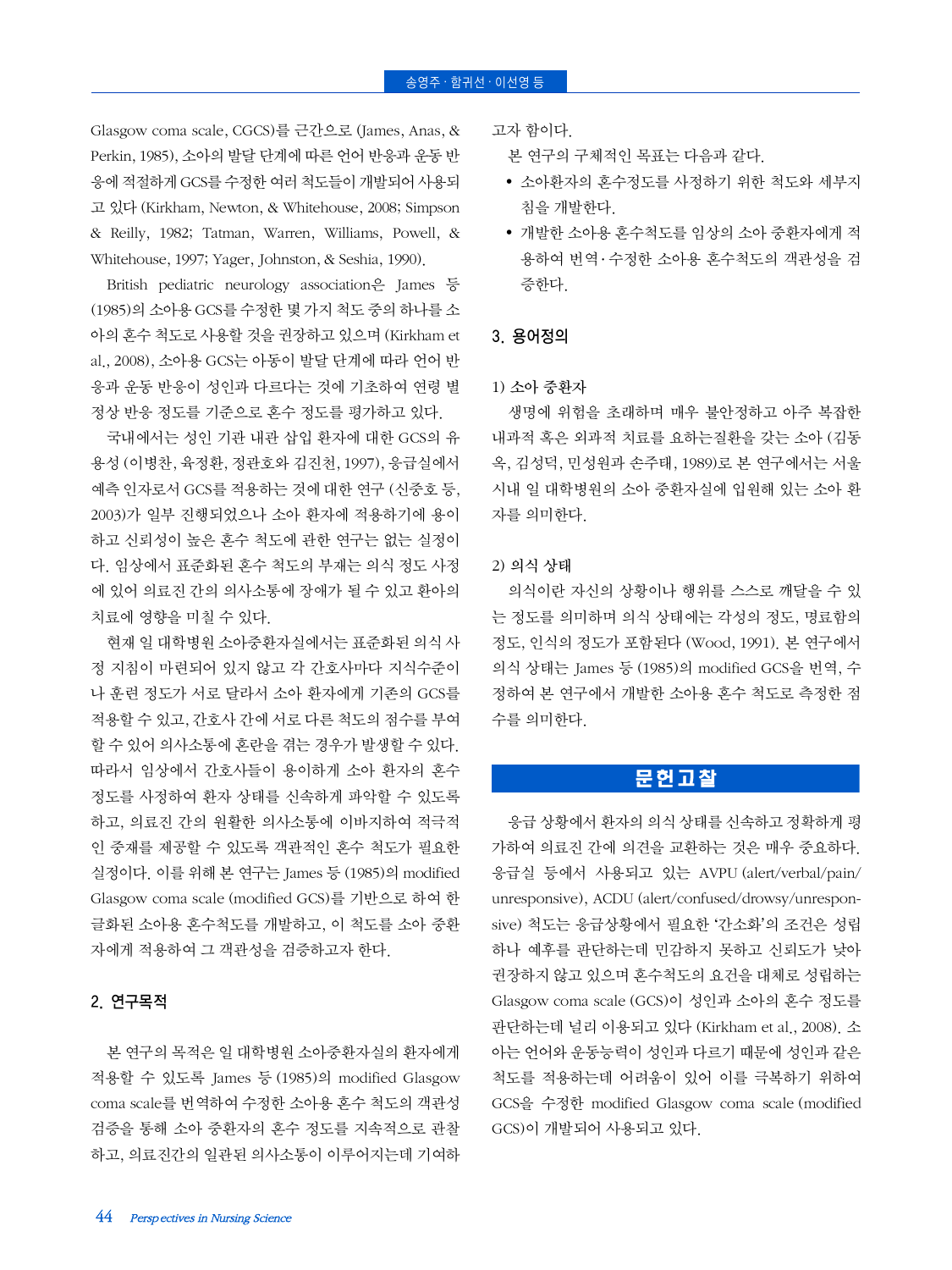Glasgow coma scale, CGCS)를 근간으로 (James, Anas, & Perkin, 1985), 소아의 발달 단계에 따른 언어 반응과 운동 반응에 적절하게 GCS를 수정한 여러 척도들이 개발되어 사용되고 있다 (Kirkham, Newton, & Whitehouse, 2008; Simpson & Reilly, 1982; Tatman, Warren, Williams, Powell, & Whitehouse, 1997; Yager, Johnston, & Seshia, 1990).

British pediatric neurology association은 James 등 (1985)의 소아용 GCS를 수정한 몇 가지 척도 중의 하나를 소아의 혼수 척도로 사용할 것을 권장하고 있으며 (Kirkham et al., 2008), 소아용 GCS는 아동이 발달 단계에 따라 언어 반응과 운동 반응이 성인과 다르다는 것에 기초하여 연령 별 정상 반응 정도를 기준으로 혼수 정도를 평가하고 있다.

국내에서는 성인 기관 내관 삽입 환자에 대한 GCS의 유용성 (이병찬, 육정환, 정관호와 김진천, 1997), 응급실에서 예측 인자로서 GCS를 적용하는 것에 대한 연구 (신중호 등, 2003)가 일부 진행되었으나 소아 환자에 적용하기에 용이하고 신뢰성이 높은 혼수 척도에 관한 연구는 없는 실정이다. 임상에서 표준화된 혼수 척도의 부재는 의식 정도 사정에 있어 의료진 간의 의사소통에 장애가 될 수 있고 환아의 치료에 영향을 미칠 수 있다.

현재 일 대학병원 소아중환자실에서는 표준화된 의식 사정 지침이 마련되어 있지 않고 각 간호사마다 지식수준이나 훈련 정도가 서로 달라서 소아 환자에게 기존의 GCS를 적용할 수 있고, 간호사 간에 서로 다른 척도의 점수를 부여할 수 있어 의사소통에 혼란을 겪는 경우가 발생할 수 있다. 따라서 임상에서 간호사들이 용이하게 소아 환자의 혼수 정도를 사정하여 환자 상태를 신속하게 파악할 수 있도록 하고, 의료진 간의 원활한 의사소통에 이바지하여 적극적인 중재를 제공할 수 있도록 객관적인 혼수 척도가 필요한 실정이다. 이를 위해 본 연구는 James 등 (1985)의 modified Glasgow coma scale (modified GCS)를 기반으로 하여 한글화된 소아용 혼수척도를 개발하고, 이 척도를 소아 중환자에게 적용하여 그 객관성을 검증하고자 한다.

## 2. 연구목적

본 연구의 목적은 일 대학병원 소아중환자실의 환자에게 적용할 수 있도록 James 등 (1985)의 modified Glasgow coma scale를 번역하여 수정한 소아용 혼수 척도의 객관성 검증을 통해 소아 중환자의 혼수 정도를 지속적으로 관찰하고, 의료진간의 일관된 의사소통이 이루어지는데 기여하고자 함이다.

본 연구의 구체적인 목표는 다음과 같다.

- 소아환자의 혼수정도를 사정하기 위한 척도와 세부지침을 개발한다.
- 개발한 소아용 혼수척도를 임상의 소아 중환자에게 적용하여 번역·수정한 소아용 혼수척도의 객관성을 검증한다.

## 3. 용어정의

### 1) 소아 중환자

생명에 위험을 초래하며 매우 불안정하고 아주 복잡한 내과적 혹은 외과적 치료를 요하는질환을 갖는 소아 (김동옥, 김성덕, 민성원과 손주태, 1989)로 본 연구에서는 서울 시내 일 대학병원의 소아 중환자실에 입원해 있는 소아 환자를 의미한다.

### 2) 의식 상태

의식이란 자신의 상황이나 행위를 스스로 깨달을 수 있는 정도를 의미하며 의식 상태에는 각성의 정도, 명료함의 정도, 인식의 정도가 포함된다 (Wood, 1991). 본 연구에서 의식 상태는 James 등 (1985)의 modified GCS을 번역, 수정하여 본 연구에서 개발한 소아용 혼수 척도로 측정한 점수를 의미한다.

# 문헌고찰

응급 상황에서 환자의 의식 상태를 신속하고 정확하게 평가하여 의료진 간에 의견을 교환하는 것은 매우 중요하다. 응급실 등에서 사용되고 있는 AVPU (alert/verbal/pain/unresponsive), ACDU (alert/confused/drowsy/unresponsive) 척도는 응급상황에서 필요한 '간소화'의 조건은 성립하나 예후를 판단하는데 민감하지 못하고 신뢰도가 낮아 권장하지 않고 있으며 혼수척도의 요건을 대체로 성립하는 Glasgow coma scale (GCS)이 성인과 소아의 혼수 정도를 판단하는데 널리 이용되고 있다 (Kirkham et al., 2008). 소아는 언어와 운동능력이 성인과 다르기 때문에 성인과 같은 척도를 적용하는데 어려움이 있어 이를 극복하기 위하여 GCS을 수정한 modified Glasgow coma scale (modified GCS)이 개발되어 사용되고 있다.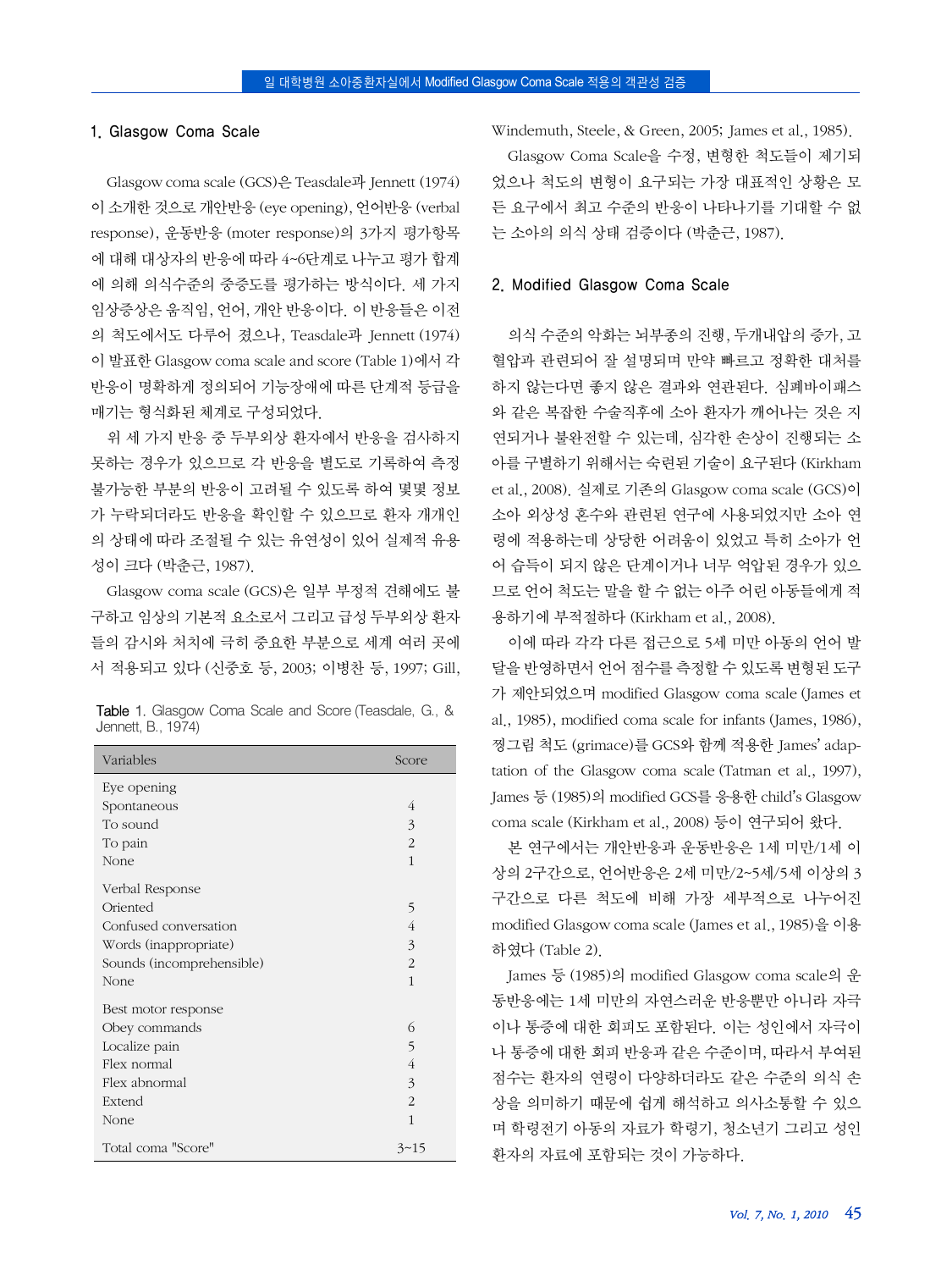## 1. Glasgow Coma Scale

Glasgow coma scale (GCS)은 Teasdale과 Jennett (1974)이 소개한 것으로 개안반응 (eye opening), 언어반응 (verbal response), 운동반응 (moter response)의 3가지 평가항목에 대해 대상자의 반응에 따라 4~6단계로 나누고 평가 합계에 의해 의식수준의 중증도를 평가하는 방식이다. 세 가지 임상증상은 움직임, 언어, 개안 반응이다. 이 반응들은 이전의 척도에서도 다루어 졌으나, Teasdale과 Jennett (1974)이 발표한 Glasgow coma scale and score (Table 1)에서 각 반응이 명확하게 정의되어 기능장애에 따른 단계적 등급을 매기는 형식화된 체계로 구성되었다.

위 세 가지 반응 중 두부외상 환자에서 반응을 검사하지 못하는 경우가 있으므로 각 반응을 별도로 기록하여 측정 불가능한 부분의 반응이 고려될 수 있도록 하여 몇몇 정보가 누락되더라도 반응을 확인할 수 있으므로 환자 개개인의 상태에 따라 조절될 수 있는 유연성이 있어 실제적 유용성이 크다 (박춘근, 1987).

Glasgow coma scale (GCS)은 일부 부정적 견해에도 불구하고 임상의 기본적 요소로서 그리고 급성 두부외상 환자들의 감시와 처치에 극히 중요한 부분으로 세계 여러 곳에서 적용되고 있다 (신중호 등, 2003; 이병찬 등, 1997; Gill, Windemuth, Steele, & Green, 2005; James et al., 1985).

Table 1. Glasgow Coma Scale and Score (Teasdale, G., & Jennett, B., 1974)

| Variables | Score |
|---|---|
| Eye opening | |
| Spontaneous | 4 |
| To sound | 3 |
| To pain | 2 |
| None | 1 |
| Verbal Response | |
| Oriented | 5 |
| Confused conversation | 4 |
| Words (inappropriate) | 3 |
| Sounds (incomprehensible) | 2 |
| None | 1 |
| Best motor response | |
| Obey commands | 6 |
| Localize pain | 5 |
| Flex normal | 4 |
| Flex abnormal | 3 |
| Extend | 2 |
| None | 1 |
| Total coma "Score" | 3~15 |

Glasgow Coma Scale을 수정, 변형한 척도들이 제기되었으나 척도의 변형이 요구되는 가장 대표적인 상황은 모든 요구에서 최고 수준의 반응이 나타나기를 기대할 수 없는 소아의 의식 상태 검증이다 (박춘근, 1987).

## 2. Modified Glasgow Coma Scale

의식 수준의 악화는 뇌부종의 진행, 두개내압의 증가, 고혈압과 관련되어 잘 설명되며 만약 빠르고 정확한 대처를 하지 않는다면 좋지 않은 결과와 연관된다. 심폐바이패스와 같은 복잡한 수술직후에 소아 환자가 깨어나는 것은 지연되거나 불완전할 수 있는데, 심각한 손상이 진행되는 소아를 구별하기 위해서는 숙련된 기술이 요구된다 (Kirkham et al., 2008). 실제로 기존의 Glasgow coma scale (GCS)이 소아 외상성 혼수와 관련된 연구에 사용되었지만 소아 연령에 적용하는데 상당한 어려움이 있었고 특히 소아가 언어 습득이 되지 않은 단계이거나 너무 억압된 경우가 있으므로 언어 척도는 말을 할 수 없는 아주 어린 아동들에게 적용하기에 부적절하다 (Kirkham et al., 2008).

이에 따라 각각 다른 접근으로 5세 미만 아동의 언어 발달을 반영하면서 언어 점수를 측정할 수 있도록 변형된 도구가 제안되었으며 modified Glasgow coma scale (James et al., 1985), modified coma scale for infants (James, 1986), 찡그림 척도 (grimace)를 GCS와 함께 적용한 James' adaptation of the Glasgow coma scale (Tatman et al., 1997), James 등 (1985)의 modified GCS를 응용한 child's Glasgow coma scale (Kirkham et al., 2008) 등이 연구되어 왔다.

본 연구에서는 개안반응과 운동반응은 1세 미만/1세 이상의 2구간으로, 언어반응은 2세 미만/2~5세/5세 이상의 3구간으로 다른 척도에 비해 가장 세부적으로 나누어진 modified Glasgow coma scale (James et al., 1985)을 이용하였다 (Table 2).

James 등 (1985)의 modified Glasgow coma scale의 운동반응에는 1세 미만의 자연스러운 반응뿐만 아니라 자극이나 통증에 대한 회피도 포함된다. 이는 성인에서 자극이나 통증에 대한 회피 반응과 같은 수준이며, 따라서 부여된 점수는 환자의 연령이 다양하더라도 같은 수준의 의식 손상을 의미하기 때문에 쉽게 해석하고 의사소통할 수 있으며 학령전기 아동의 자료가 학령기, 청소년기 그리고 성인 환자의 자료에 포함되는 것이 가능하다.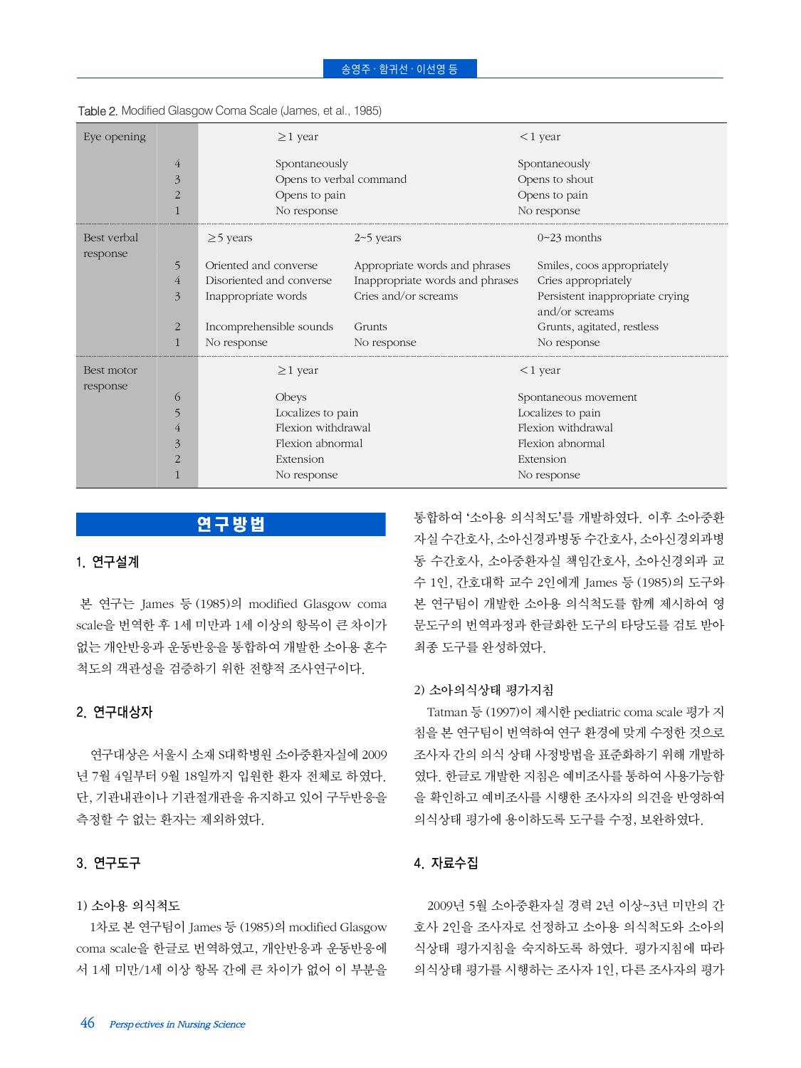Table 2. Modified Glasgow Coma Scale (James, et al., 1985)

| | | | | |
|---|---|---|---|---|
| Eye opening | | ≥1 year | | <1 year |
| | 4 | Spontaneously | | Spontaneously |
| | 3 | Opens to verbal command | | Opens to shout |
| | 2 | Opens to pain | | Opens to pain |
| | 1 | No response | | No response |
| Best verbal response | | ≥5 years | 2~5 years | 0~23 months |
| | 5 | Oriented and converse | Appropriate words and phrases | Smiles, coos appropriately |
| | 4 | Disoriented and converse | Inappropriate words and phrases | Cries appropriately |
| | 3 | Inappropriate words | Cries and/or screams | Persistent inappropriate crying and/or screams |
| | 2 | Incomprehensible sounds | Grunts | Grunts, agitated, restless |
| | 1 | No response | No response | No response |
| Best motor response | | ≥1 year | | <1 year |
| | 6 | Obeys | | Spontaneous movement |
| | 5 | Localizes to pain | | Localizes to pain |
| | 4 | Flexion withdrawal | | Flexion withdrawal |
| | 3 | Flexion abnormal | | Flexion abnormal |
| | 2 | Extension | | Extension |
| | 1 | No response | | No response |

## 연구방법

### 1. 연구설계

본 연구는 James 등 (1985)의 modified Glasgow coma scale을 번역한 후 1세 미만과 1세 이상의 항목이 큰 차이가 없는 개안반응과 운동반응을 통합하여 개발한 소아용 혼수척도의 객관성을 검증하기 위한 전향적 조사연구이다.

### 2. 연구대상자

연구대상은 서울시 소재 S대학병원 소아중환자실에 2009년 7월 4일부터 9월 18일까지 입원한 환자 전체로 하였다. 단, 기관내관이나 기관절개관을 유지하고 있어 구두반응을 측정할 수 없는 환자는 제외하였다.

### 3. 연구도구

#### 1) 소아용 의식척도

1차로 본 연구팀이 James 등 (1985)의 modified Glasgow coma scale을 한글로 번역하였고, 개안반응과 운동반응에서 1세 미만/1세 이상 항목 간에 큰 차이가 없어 이 부분을 통합하여 '소아용 의식척도'를 개발하였다. 이후 소아중환자실 수간호사, 소아신경과병동 수간호사, 소아신경외과병동 수간호사, 소아중환자실 책임간호사, 소아신경외과 교수 1인, 간호대학 교수 2인에게 James 등 (1985)의 도구와 본 연구팀이 개발한 소아용 의식척도를 함께 제시하여 영문도구의 번역과정과 한글화한 도구의 타당도를 검토 받아 최종 도구를 완성하였다.

#### 2) 소아의식상태 평가지침

Tatman 등 (1997)이 제시한 pediatric coma scale 평가 지침을 본 연구팀이 번역하여 연구 환경에 맞게 수정한 것으로 조사자 간의 의식 상태 사정방법을 표준화하기 위해 개발하였다. 한글로 개발한 지침은 예비조사를 통하여 사용가능함을 확인하고 예비조사를 시행한 조사자의 의견을 반영하여 의식상태 평가에 용이하도록 도구를 수정, 보완하였다.

### 4. 자료수집

2009년 5월 소아중환자실 경력 2년 이상~3년 미만의 간호사 2인을 조사자로 선정하고 소아용 의식척도와 소아의식상태 평가지침을 숙지하도록 하였다. 평가지침에 따라 의식상태 평가를 시행하는 조사자 1인, 다른 조사자의 평가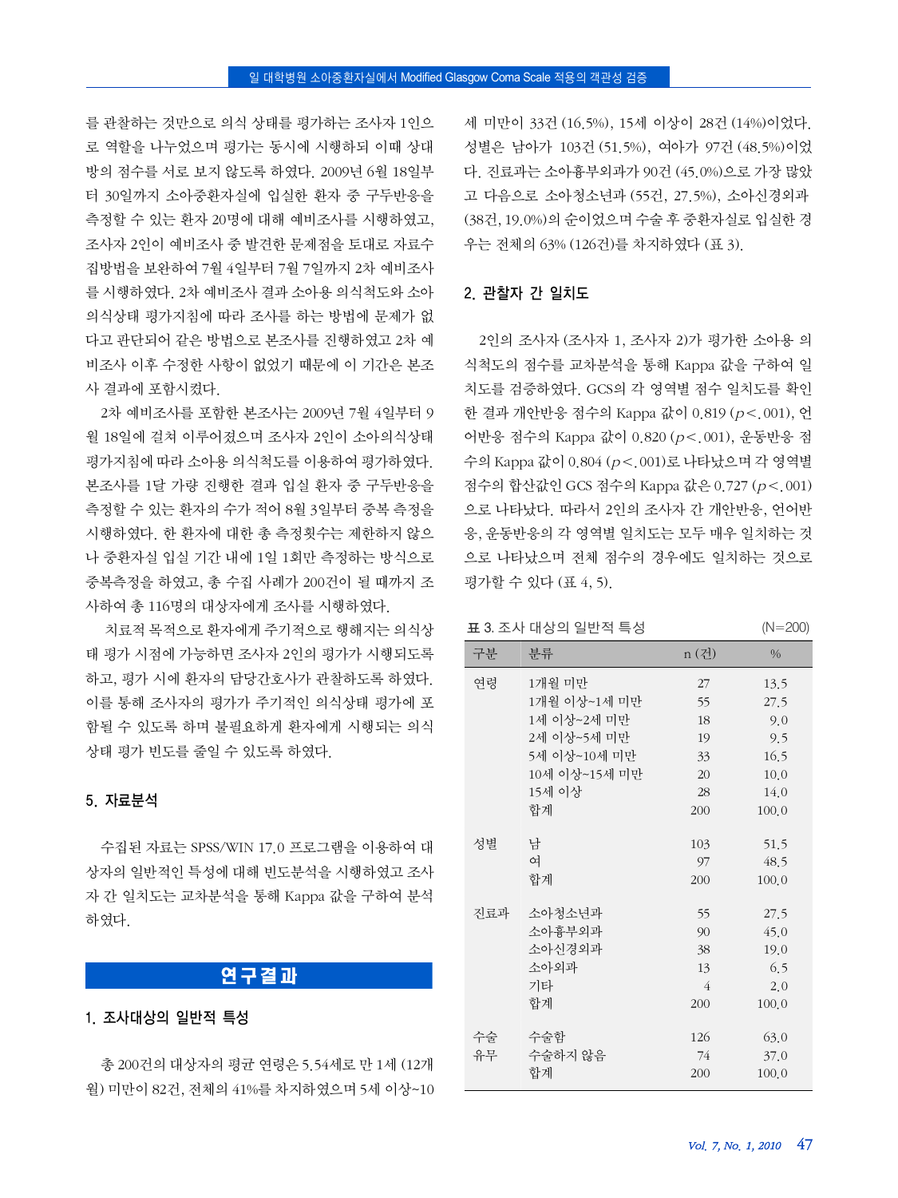를 관찰하는 것만으로 의식 상태를 평가하는 조사자 1인으로 역할을 나누었으며 평가는 동시에 시행하되 이때 상대방의 점수를 서로 보지 않도록 하였다. 2009년 6월 18일부터 30일까지 소아중환자실에 입실한 환자 중 구두반응을 측정할 수 있는 환자 20명에 대해 예비조사를 시행하였고, 조사자 2인이 예비조사 중 발견한 문제점을 토대로 자료수집방법을 보완하여 7월 4일부터 7월 7일까지 2차 예비조사를 시행하였다. 2차 예비조사 결과 소아용 의식척도와 소아의식상태 평가지침에 따라 조사를 하는 방법에 문제가 없다고 판단되어 같은 방법으로 본조사를 진행하였고 2차 예비조사 이후 수정한 사항이 없었기 때문에 이 기간은 본조사 결과에 포함시켰다.

2차 예비조사를 포함한 본조사는 2009년 7월 4일부터 9월 18일에 걸쳐 이루어졌으며 조사자 2인이 소아의식상태 평가지침에 따라 소아용 의식척도를 이용하여 평가하였다. 본조사를 1달 가량 진행한 결과 입실 환자 중 구두반응을 측정할 수 있는 환자의 수가 적어 8월 3일부터 중복 측정을 시행하였다. 한 환자에 대한 총 측정횟수는 제한하지 않으나 중환자실 입실 기간 내에 1일 1회만 측정하는 방식으로 중복측정을 하였고, 총 수집 사례가 200건이 될 때까지 조사하여 총 116명의 대상자에게 조사를 시행하였다.

치료적 목적으로 환자에게 주기적으로 행해지는 의식상태 평가 시점에 가능하면 조사자 2인의 평가가 시행되도록 하고, 평가 시에 환자의 담당간호사가 관찰하도록 하였다. 이를 통해 조사자의 평가가 주기적인 의식상태 평가에 포함될 수 있도록 하며 불필요하게 환자에게 시행되는 의식상태 평가 빈도를 줄일 수 있도록 하였다.

### 5. 자료분석

수집된 자료는 SPSS/WIN 17.0 프로그램을 이용하여 대상자의 일반적인 특성에 대해 빈도분석을 시행하였고 조사자 간 일치도는 교차분석을 통해 Kappa 값을 구하여 분석하였다.

## 연구결과

### 1. 조사대상의 일반적 특성

총 200건의 대상자의 평균 연령은 5.54세로 만 1세 (12개월) 미만이 82건, 전체의 41%를 차지하였으며 5세 이상~10세 미만이 33건 (16.5%), 15세 이상이 28건 (14%)이었다. 성별은 남아가 103건 (51.5%), 여아가 97건 (48.5%)이었다. 진료과는 소아흉부외과가 90건 (45.0%)으로 가장 많았고 다음으로 소아청소년과 (55건, 27.5%), 소아신경외과 (38건, 19.0%)의 순이었으며 수술 후 중환자실로 입실한 경우는 전체의 63% (126건)를 차지하였다 (표 3).

### 2. 관찰자 간 일치도

2인의 조사자 (조사자 1, 조사자 2)가 평가한 소아용 의식척도의 점수를 교차분석을 통해 Kappa 값을 구하여 일치도를 검증하였다. GCS의 각 영역별 점수 일치도를 확인한 결과 개안반응 점수의 Kappa 값이 0.819 ($p<.001$), 언어반응 점수의 Kappa 값이 0.820 ($p<.001$), 운동반응 점수의 Kappa 값이 0.804 ($p<.001$)로 나타났으며 각 영역별 점수의 합산값인 GCS 점수의 Kappa 값은 0.727 ($p<.001$)으로 나타났다. 따라서 2인의 조사자 간 개안반응, 언어반응, 운동반응의 각 영역별 일치도는 모두 매우 일치하는 것으로 나타났으며 전체 점수의 경우에도 일치하는 것으로 평가할 수 있다 (표 4, 5).

표 3. 조사 대상의 일반적 특성 (N=200)

| 구분 | 분류 | n (건) | % |
|---|---|---|---|
| 연령 | 1개월 미만 | 27 | 13.5 |
| | 1개월 이상~1세 미만 | 55 | 27.5 |
| | 1세 이상~2세 미만 | 18 | 9.0 |
| | 2세 이상~5세 미만 | 19 | 9.5 |
| | 5세 이상~10세 미만 | 33 | 16.5 |
| | 10세 이상~15세 미만 | 20 | 10.0 |
| | 15세 이상 | 28 | 14.0 |
| | 합계 | 200 | 100.0 |
| 성별 | 남 | 103 | 51.5 |
| | 여 | 97 | 48.5 |
| | 합계 | 200 | 100.0 |
| 진료과 | 소아청소년과 | 55 | 27.5 |
| | 소아흉부외과 | 90 | 45.0 |
| | 소아신경외과 | 38 | 19.0 |
| | 소아외과 | 13 | 6.5 |
| | 기타 | 4 | 2.0 |
| | 합계 | 200 | 100.0 |
| 수술 유무 | 수술함 | 126 | 63.0 |
| | 수술하지 않음 | 74 | 37.0 |
| | 합계 | 200 | 100.0 |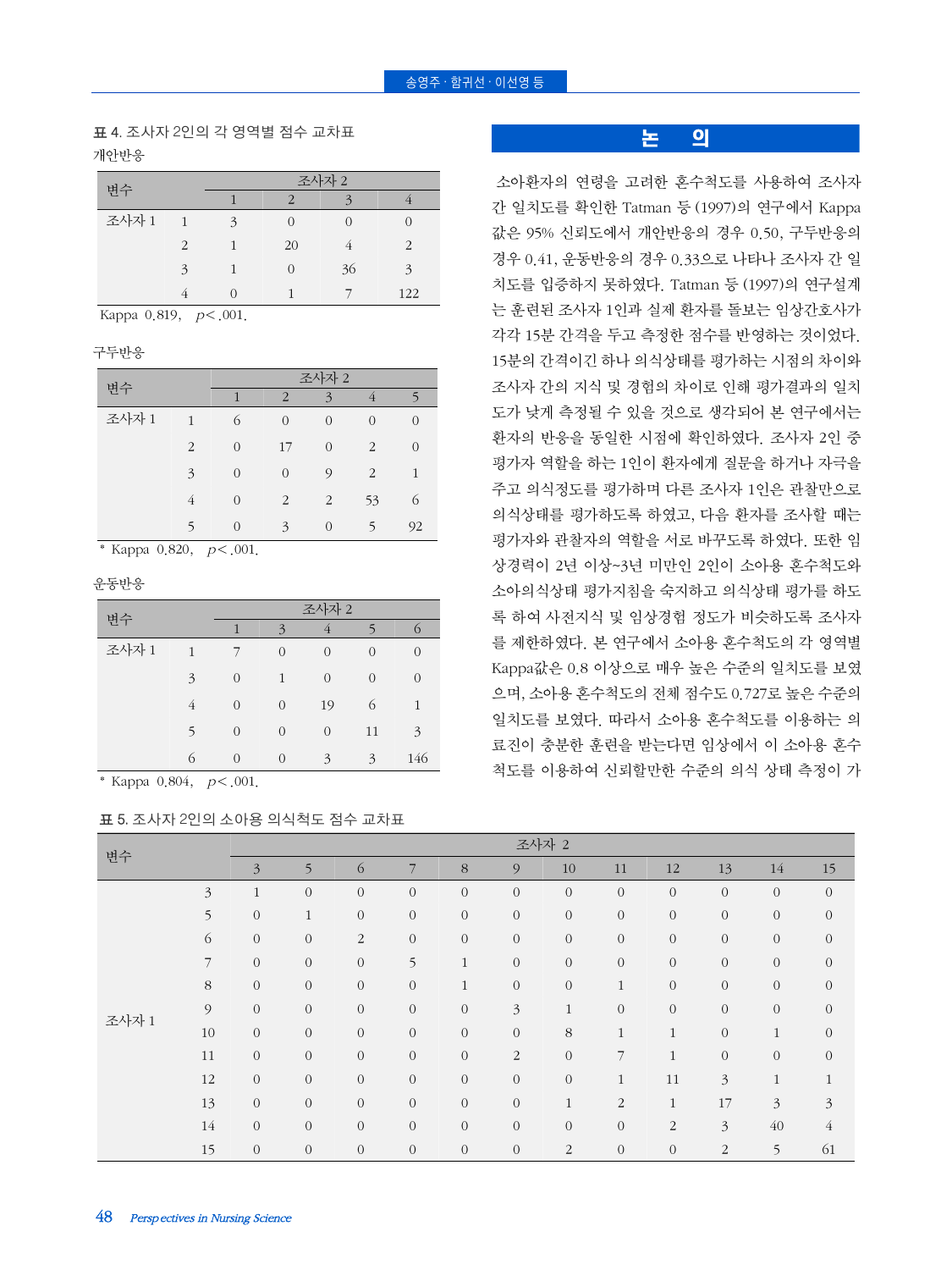**표 4.** 조사자 2인의 각 영역별 점수 교차표

개안반응

| 변수 | | 조사자 2 | | | |
|---|---|---|---|---|---|
| | | 1 | 2 | 3 | 4 |
| 조사자 1 | 1 | 3 | 0 | 0 | 0 |
| | 2 | 1 | 20 | 4 | 2 |
| | 3 | 1 | 0 | 36 | 3 |
| | 4 | 0 | 1 | 7 | 122 |

Kappa 0.819, $p<.001$.

구두반응

| 변수 | | 조사자 2 | | | | |
|---|---|---|---|---|---|---|
| | | 1 | 2 | 3 | 4 | 5 |
| 조사자 1 | 1 | 6 | 0 | 0 | 0 | 0 |
| | 2 | 0 | 17 | 0 | 2 | 0 |
| | 3 | 0 | 0 | 9 | 2 | 1 |
| | 4 | 0 | 2 | 2 | 53 | 6 |
| | 5 | 0 | 3 | 0 | 5 | 92 |

* Kappa 0.820, $p<.001$.

운동반응

| 변수 | | 조사자 2 | | | | |
|---|---|---|---|---|---|---|
| | | 1 | 3 | 4 | 5 | 6 |
| 조사자 1 | 1 | 7 | 0 | 0 | 0 | 0 |
| | 3 | 0 | 1 | 0 | 0 | 0 |
| | 4 | 0 | 0 | 19 | 6 | 1 |
| | 5 | 0 | 0 | 0 | 11 | 3 |
| | 6 | 0 | 0 | 3 | 3 | 146 |

* Kappa 0.804, $p<.001$.

**표 5.** 조사자 2인의 소아용 의식척도 점수 교차표

| 변수 | | 조사자 2 | | | | | | | | | | | |
|---|---|---|---|---|---|---|---|---|---|---|---|---|---|
| | | 3 | 5 | 6 | 7 | 8 | 9 | 10 | 11 | 12 | 13 | 14 | 15 |
| 조사자 1 | 3 | 1 | 0 | 0 | 0 | 0 | 0 | 0 | 0 | 0 | 0 | 0 | 0 |
| | 5 | 0 | 1 | 0 | 0 | 0 | 0 | 0 | 0 | 0 | 0 | 0 | 0 |
| | 6 | 0 | 0 | 2 | 0 | 0 | 0 | 0 | 0 | 0 | 0 | 0 | 0 |
| | 7 | 0 | 0 | 0 | 5 | 1 | 0 | 0 | 0 | 0 | 0 | 0 | 0 |
| | 8 | 0 | 0 | 0 | 0 | 1 | 0 | 0 | 1 | 0 | 0 | 0 | 0 |
| | 9 | 0 | 0 | 0 | 0 | 0 | 3 | 1 | 0 | 0 | 0 | 0 | 0 |
| | 10 | 0 | 0 | 0 | 0 | 0 | 0 | 8 | 1 | 1 | 0 | 1 | 0 |
| | 11 | 0 | 0 | 0 | 0 | 0 | 2 | 0 | 7 | 1 | 0 | 0 | 0 |
| | 12 | 0 | 0 | 0 | 0 | 0 | 0 | 0 | 1 | 11 | 3 | 1 | 1 |
| | 13 | 0 | 0 | 0 | 0 | 0 | 0 | 1 | 2 | 1 | 17 | 3 | 3 |
| | 14 | 0 | 0 | 0 | 0 | 0 | 0 | 0 | 0 | 2 | 3 | 40 | 4 |
| | 15 | 0 | 0 | 0 | 0 | 0 | 0 | 2 | 0 | 0 | 2 | 5 | 61 |

## 논 의

소아환자의 연령을 고려한 혼수척도를 사용하여 조사자 간 일치도를 확인한 Tatman 등 (1997)의 연구에서 Kappa 값은 95% 신뢰도에서 개안반응의 경우 0.50, 구두반응의 경우 0.41, 운동반응의 경우 0.33으로 나타나 조사자 간 일치도를 입증하지 못하였다. Tatman 등 (1997)의 연구설계는 훈련된 조사자 1인과 실제 환자를 돌보는 임상간호사가 각각 15분 간격을 두고 측정한 점수를 반영하는 것이었다. 15분의 간격이긴 하나 의식상태를 평가하는 시점의 차이와 조사자 간의 지식 및 경험의 차이로 인해 평가결과의 일치도가 낮게 측정될 수 있을 것으로 생각되어 본 연구에서는 환자의 반응을 동일한 시점에 확인하였다. 조사자 2인 중 평가자 역할을 하는 1인이 환자에게 질문을 하거나 자극을 주고 의식정도를 평가하며 다른 조사자 1인은 관찰만으로 의식상태를 평가하도록 하였고, 다음 환자를 조사할 때는 평가자와 관찰자의 역할을 서로 바꾸도록 하였다. 또한 임상경력이 2년 이상~3년 미만인 2인이 소아용 혼수척도와 소아의식상태 평가지침을 숙지하고 의식상태 평가를 하도록 하여 사전지식 및 임상경험 정도가 비슷하도록 조사자를 제한하였다. 본 연구에서 소아용 혼수척도의 각 영역별 Kappa값은 0.8 이상으로 매우 높은 수준의 일치도를 보였으며, 소아용 혼수척도의 전체 점수도 0.727로 높은 수준의 일치도를 보였다. 따라서 소아용 혼수척도를 이용하는 의료진이 충분한 훈련을 받는다면 임상에서 이 소아용 혼수척도를 이용하여 신뢰할만한 수준의 의식 상태 측정이 가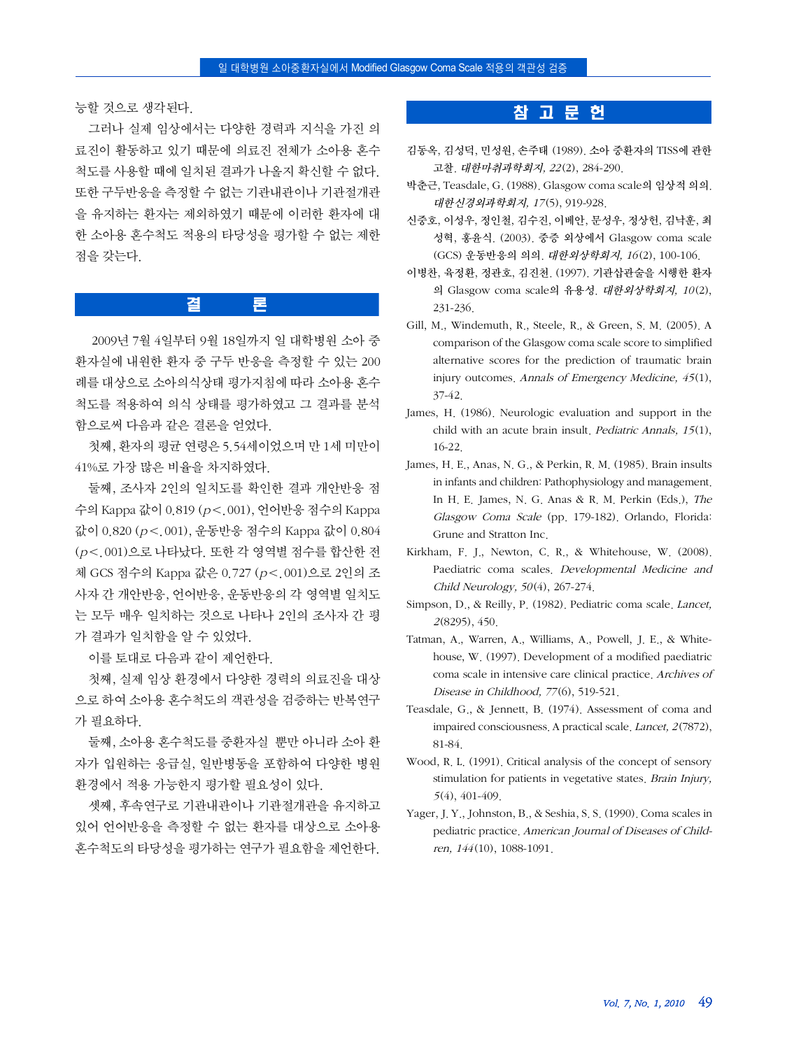능할 것으로 생각된다.

그러나 실제 임상에서는 다양한 경력과 지식을 가진 의료진이 활동하고 있기 때문에 의료진 전체가 소아용 혼수척도를 사용할 때에 일치된 결과가 나올지 확신할 수 없다. 또한 구두반응을 측정할 수 없는 기관내관이나 기관절개관을 유지하는 환자는 제외하였기 때문에 이러한 환자에 대한 소아용 혼수척도 적용의 타당성을 평가할 수 없는 제한점을 갖는다.

## 결 론

2009년 7월 4일부터 9월 18일까지 일 대학병원 소아 중환자실에 내원한 환자 중 구두 반응을 측정할 수 있는 200례를 대상으로 소아의식상태 평가지침에 따라 소아용 혼수척도를 적용하여 의식 상태를 평가하였고 그 결과를 분석함으로써 다음과 같은 결론을 얻었다.

첫째, 환자의 평균 연령은 5.54세이었으며 만 1세 미만이 41%로 가장 많은 비율을 차지하였다.

둘째, 조사자 2인의 일치도를 확인한 결과 개안반응 점수의 Kappa 값이 0.819 ($p<.001$), 언어반응 점수의 Kappa 값이 0.820 ($p<.001$), 운동반응 점수의 Kappa 값이 0.804 ($p<.001$)으로 나타났다. 또한 각 영역별 점수를 합산한 전체 GCS 점수의 Kappa 값은 0.727 ($p<.001$)으로 2인의 조사자 간 개안반응, 언어반응, 운동반응의 각 영역별 일치도는 모두 매우 일치하는 것으로 나타나 2인의 조사자 간 평가 결과가 일치함을 알 수 있었다.

이를 토대로 다음과 같이 제언한다.

첫째, 실제 임상 환경에서 다양한 경력의 의료진을 대상으로 하여 소아용 혼수척도의 객관성을 검증하는 반복연구가 필요하다.

둘째, 소아용 혼수척도를 중환자실 뿐만 아니라 소아 환자가 입원하는 응급실, 일반병동을 포함하여 다양한 병원 환경에서 적용 가능한지 평가할 필요성이 있다.

셋째, 후속연구로 기관내관이나 기관절개관을 유지하고 있어 언어반응을 측정할 수 없는 환자를 대상으로 소아용 혼수척도의 타당성을 평가하는 연구가 필요함을 제언한다.

## 참 고 문 헌

김동옥, 김성덕, 민성원, 손주태 (1989). 소아 중환자의 TISS에 관한 고찰. *대한마취과학회지, 22*(2), 284-290.

박춘근, Teasdale, G. (1988). Glasgow coma scale의 임상적 의의. *대한신경외과학회지, 17*(5), 919-928.

신중호, 이성우, 정인철, 김수진, 이베안, 문성우, 정상헌, 김낙훈, 최성혁, 홍윤식. (2003). 중증 외상에서 Glasgow coma scale (GCS) 운동반응의 의의. *대한외상학회지, 16*(2), 100-106.

이병찬, 육정환, 정관호, 김진천. (1997). 기관삽관술을 시행한 환자의 Glasgow coma scale의 유용성. *대한외상학회지, 10*(2), 231-236.

Gill, M., Windemuth, R., Steele, R., & Green, S. M. (2005). A comparison of the Glasgow coma scale score to simplified alternative scores for the prediction of traumatic brain injury outcomes. *Annals of Emergency Medicine, 45*(1), 37-42.

James, H. (1986). Neurologic evaluation and support in the child with an acute brain insult. *Pediatric Annals, 15*(1), 16-22.

James, H. E., Anas, N. G., & Perkin, R. M. (1985). Brain insults in infants and children: Pathophysiology and management. In H. E. James, N. G. Anas & R. M. Perkin (Eds.), *The Glasgow Coma Scale* (pp. 179-182). Orlando, Florida: Grune and Stratton Inc.

Kirkham, F. J., Newton, C. R., & Whitehouse, W. (2008). Paediatric coma scales. *Developmental Medicine and Child Neurology, 50*(4), 267-274.

Simpson, D., & Reilly, P. (1982). Pediatric coma scale. *Lancet, 2*(8295), 450.

Tatman, A., Warren, A., Williams, A., Powell, J. E., & Whitehouse, W. (1997). Development of a modified paediatric coma scale in intensive care clinical practice. *Archives of Disease in Childhood, 77*(6), 519-521.

Teasdale, G., & Jennett, B. (1974). Assessment of coma and impaired consciousness. A practical scale. *Lancet, 2*(7872), 81-84.

Wood, R. L. (1991). Critical analysis of the concept of sensory stimulation for patients in vegetative states. *Brain Injury, 5*(4), 401-409.

Yager, J. Y., Johnston, B., & Seshia, S. S. (1990). Coma scales in pediatric practice. *American Journal of Diseases of Children, 144*(10), 1088-1091.